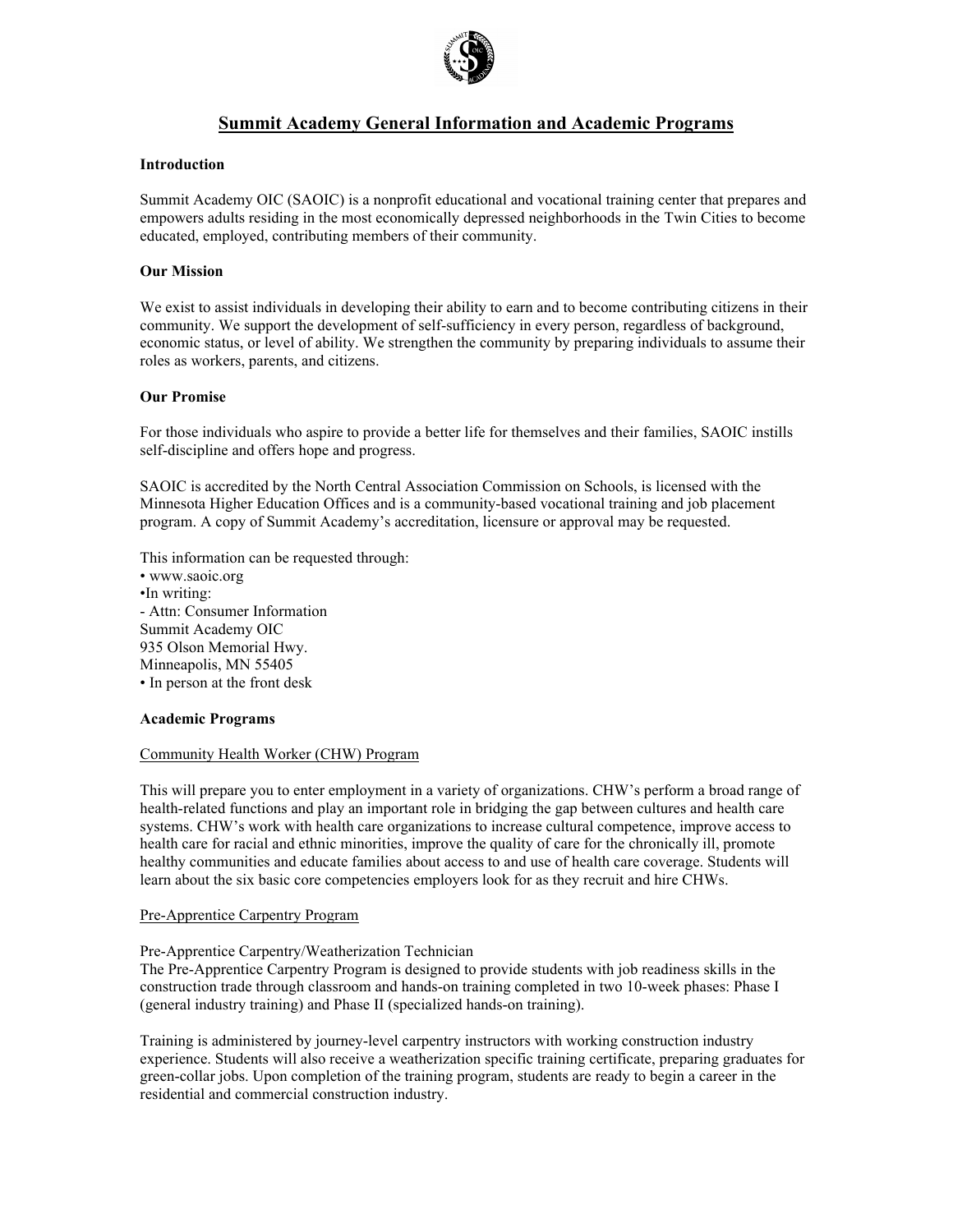# Summit Academy General Information and Academic Programs

**Introduction**

Summit Academy OIC (SAOIC) is a nonprofit educational and vocational training center that prepares and empowers adults residing in the most economically depressed neighborhoods in the Twin Cities to become educated, employed, contributing members of their community.

**Our Mission**

We exist to assist individuals in developing their ability to earn and to become contributing citizens in their community. We support the development of self-sufficiency in every person, regardless of background, economic status, or level of ability. We strengthen the community by preparing individuals to assume their roles as workers, parents, and citizens.

**Our Promise**

For those individuals who aspire to provide a better life for themselves and their families, SAOIC instills self-discipline and offers hope and progress.

SAOIC is accredited by the North Central Association Commission on Schools, is licensed with the Minnesota Higher Education Offices and is a community-based vocational training and job placement program. A copy of Summit Academy's accreditation, licensure or approval may be requested.

This information can be requested through:

- www.saoic.org
- In writing:
  - Attn: Consumer Information
  
  Summit Academy OIC
  935 Olson Memorial Hwy.
  Minneapolis, MN 55405
- In person at the front desk

**Academic Programs**

<u>Community Health Worker (CHW) Program</u>

This will prepare you to enter employment in a variety of organizations. CHW's perform a broad range of health-related functions and play an important role in bridging the gap between cultures and health care systems. CHW's work with health care organizations to increase cultural competence, improve access to health care for racial and ethnic minorities, improve the quality of care for the chronically ill, promote healthy communities and educate families about access to and use of health care coverage. Students will learn about the six basic core competencies employers look for as they recruit and hire CHWs.

<u>Pre-Apprentice Carpentry Program</u>

Pre-Apprentice Carpentry/Weatherization Technician
The Pre-Apprentice Carpentry Program is designed to provide students with job readiness skills in the construction trade through classroom and hands-on training completed in two 10-week phases: Phase I (general industry training) and Phase II (specialized hands-on training).

Training is administered by journey-level carpentry instructors with working construction industry experience. Students will also receive a weatherization specific training certificate, preparing graduates for green-collar jobs. Upon completion of the training program, students are ready to begin a career in the residential and commercial construction industry.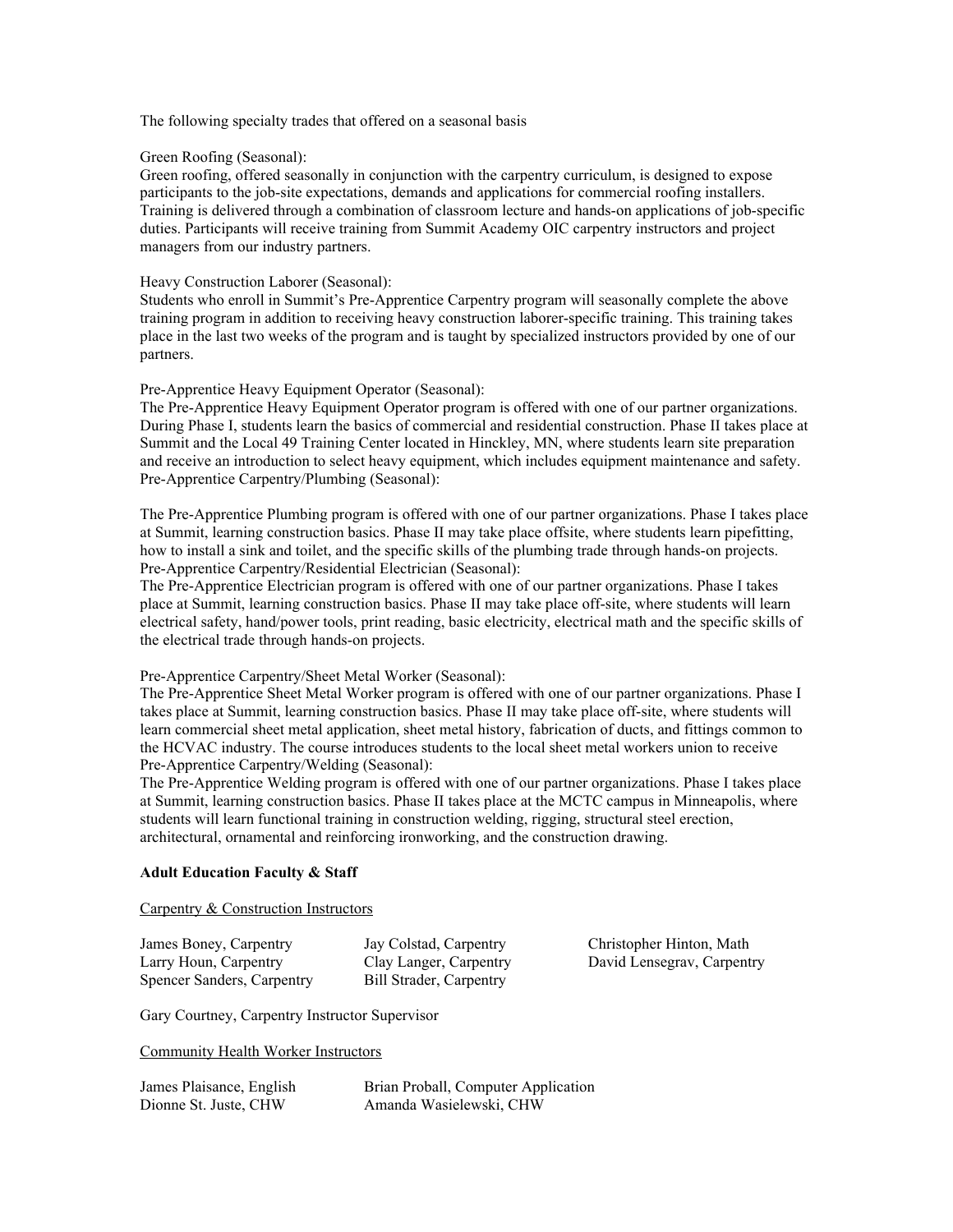The following specialty trades that offered on a seasonal basis

Green Roofing (Seasonal):
Green roofing, offered seasonally in conjunction with the carpentry curriculum, is designed to expose participants to the job-site expectations, demands and applications for commercial roofing installers. Training is delivered through a combination of classroom lecture and hands-on applications of job-specific duties. Participants will receive training from Summit Academy OIC carpentry instructors and project managers from our industry partners.

Heavy Construction Laborer (Seasonal):
Students who enroll in Summit's Pre-Apprentice Carpentry program will seasonally complete the above training program in addition to receiving heavy construction laborer-specific training. This training takes place in the last two weeks of the program and is taught by specialized instructors provided by one of our partners.

Pre-Apprentice Heavy Equipment Operator (Seasonal):
The Pre-Apprentice Heavy Equipment Operator program is offered with one of our partner organizations. During Phase I, students learn the basics of commercial and residential construction. Phase II takes place at Summit and the Local 49 Training Center located in Hinckley, MN, where students learn site preparation and receive an introduction to select heavy equipment, which includes equipment maintenance and safety.
Pre-Apprentice Carpentry/Plumbing (Seasonal):

The Pre-Apprentice Plumbing program is offered with one of our partner organizations. Phase I takes place at Summit, learning construction basics. Phase II may take place offsite, where students learn pipefitting, how to install a sink and toilet, and the specific skills of the plumbing trade through hands-on projects.
Pre-Apprentice Carpentry/Residential Electrician (Seasonal):
The Pre-Apprentice Electrician program is offered with one of our partner organizations. Phase I takes place at Summit, learning construction basics. Phase II may take place off-site, where students will learn electrical safety, hand/power tools, print reading, basic electricity, electrical math and the specific skills of the electrical trade through hands-on projects.

Pre-Apprentice Carpentry/Sheet Metal Worker (Seasonal):
The Pre-Apprentice Sheet Metal Worker program is offered with one of our partner organizations. Phase I takes place at Summit, learning construction basics. Phase II may take place off-site, where students will learn commercial sheet metal application, sheet metal history, fabrication of ducts, and fittings common to the HCVAC industry. The course introduces students to the local sheet metal workers union to receive
Pre-Apprentice Carpentry/Welding (Seasonal):
The Pre-Apprentice Welding program is offered with one of our partner organizations. Phase I takes place at Summit, learning construction basics. Phase II takes place at the MCTC campus in Minneapolis, where students will learn functional training in construction welding, rigging, structural steel erection, architectural, ornamental and reinforcing ironworking, and the construction drawing.

**Adult Education Faculty & Staff**

Carpentry & Construction Instructors

James Boney, Carpentry
Larry Houn, Carpentry
Spencer Sanders, Carpentry
Jay Colstad, Carpentry
Clay Langer, Carpentry
Bill Strader, Carpentry
Christopher Hinton, Math
David Lensegrav, Carpentry

Gary Courtney, Carpentry Instructor Supervisor

Community Health Worker Instructors

James Plaisance, English
Dionne St. Juste, CHW
Brian Proball, Computer Application
Amanda Wasielewski, CHW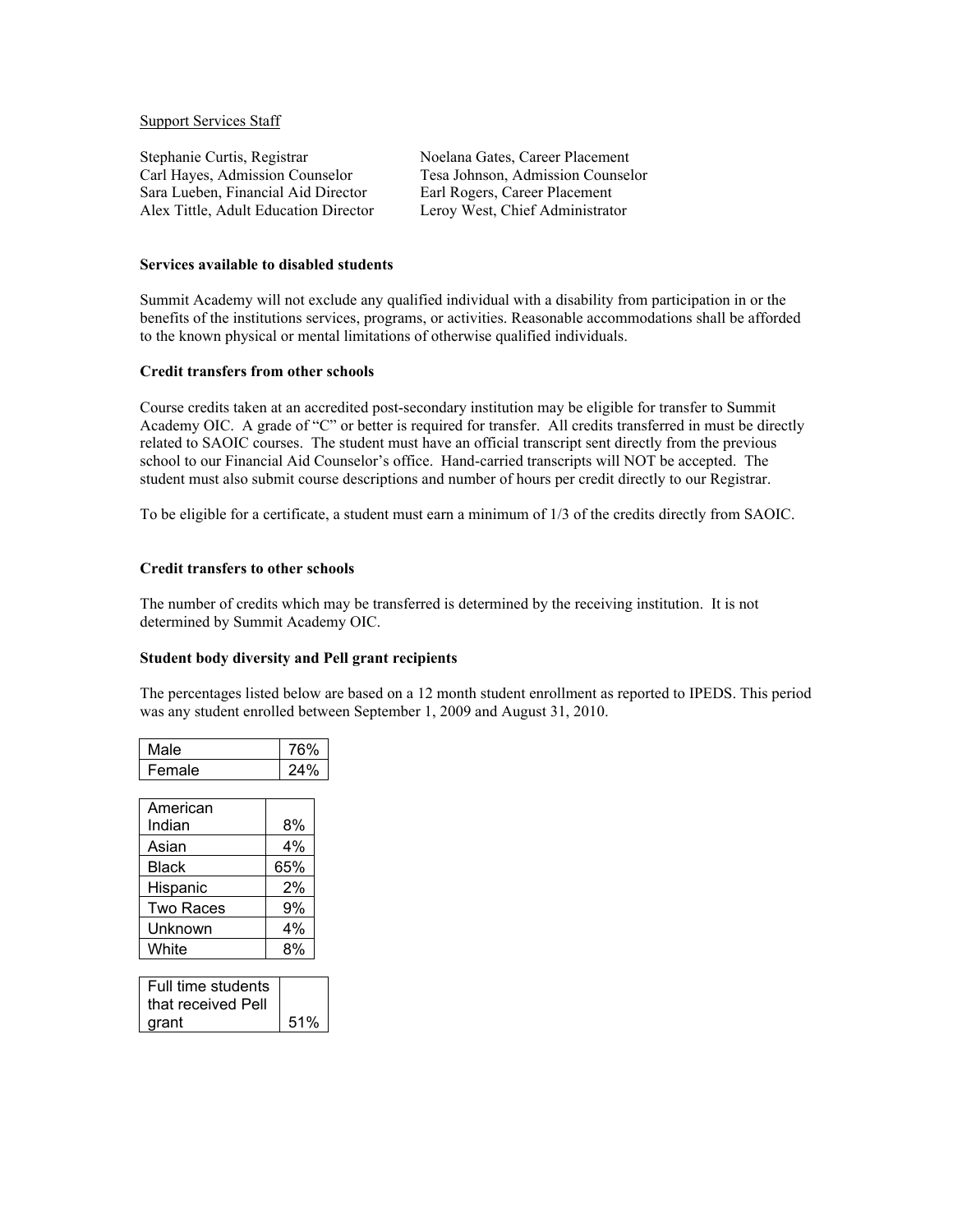Support Services Staff

Stephanie Curtis, Registrar
Carl Hayes, Admission Counselor
Sara Lueben, Financial Aid Director
Alex Tittle, Adult Education Director
Noelana Gates, Career Placement
Tesa Johnson, Admission Counselor
Earl Rogers, Career Placement
Leroy West, Chief Administrator

**Services available to disabled students**

Summit Academy will not exclude any qualified individual with a disability from participation in or the benefits of the institutions services, programs, or activities. Reasonable accommodations shall be afforded to the known physical or mental limitations of otherwise qualified individuals.

**Credit transfers from other schools**

Course credits taken at an accredited post-secondary institution may be eligible for transfer to Summit Academy OIC. A grade of "C" or better is required for transfer. All credits transferred in must be directly related to SAOIC courses. The student must have an official transcript sent directly from the previous school to our Financial Aid Counselor's office. Hand-carried transcripts will NOT be accepted. The student must also submit course descriptions and number of hours per credit directly to our Registrar.

To be eligible for a certificate, a student must earn a minimum of 1/3 of the credits directly from SAOIC.

**Credit transfers to other schools**

The number of credits which may be transferred is determined by the receiving institution. It is not determined by Summit Academy OIC.

**Student body diversity and Pell grant recipients**

The percentages listed below are based on a 12 month student enrollment as reported to IPEDS. This period was any student enrolled between September 1, 2009 and August 31, 2010.

| | |
|---|---|
| Male | 76% |
| Female | 24% |

| | |
|---|---|
| American Indian | 8% |
| Asian | 4% |
| Black | 65% |
| Hispanic | 2% |
| Two Races | 9% |
| Unknown | 4% |
| White | 8% |

| | |
|---|---|
| Full time students that received Pell grant | 51% |